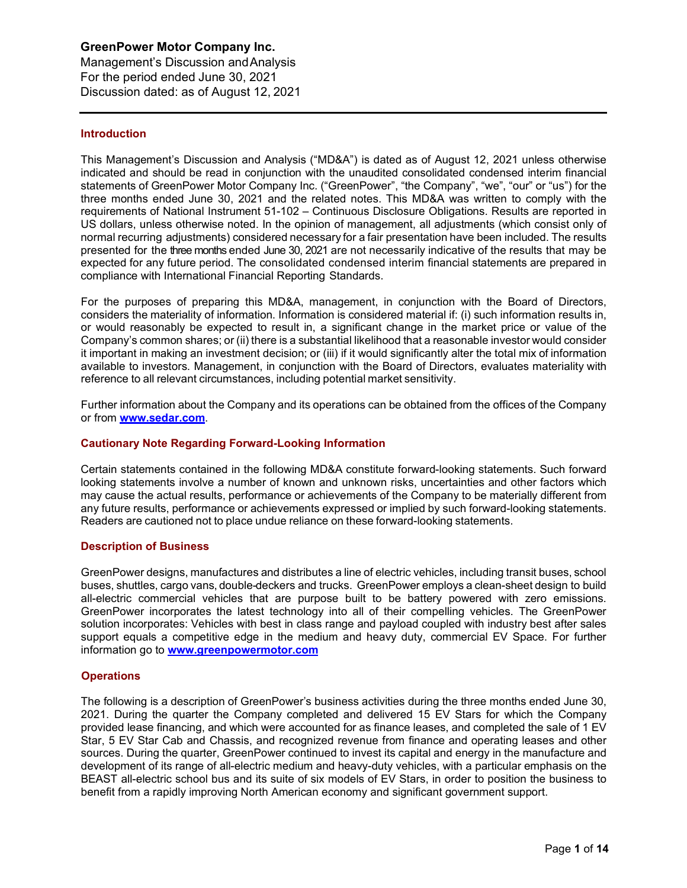**GreenPower Motor Company Inc.**
Management's Discussion and Analysis
For the period ended June 30, 2021
Discussion dated: as of August 12, 2021

---

## Introduction

This Management's Discussion and Analysis ("MD&A") is dated as of August 12, 2021 unless otherwise indicated and should be read in conjunction with the unaudited consolidated condensed interim financial statements of GreenPower Motor Company Inc. ("GreenPower", "the Company", "we", "our" or "us") for the three months ended June 30, 2021 and the related notes. This MD&A was written to comply with the requirements of National Instrument 51-102 – Continuous Disclosure Obligations. Results are reported in US dollars, unless otherwise noted. In the opinion of management, all adjustments (which consist only of normal recurring adjustments) considered necessary for a fair presentation have been included. The results presented for the three months ended June 30, 2021 are not necessarily indicative of the results that may be expected for any future period. The consolidated condensed interim financial statements are prepared in compliance with International Financial Reporting Standards.

For the purposes of preparing this MD&A, management, in conjunction with the Board of Directors, considers the materiality of information. Information is considered material if: (i) such information results in, or would reasonably be expected to result in, a significant change in the market price or value of the Company's common shares; or (ii) there is a substantial likelihood that a reasonable investor would consider it important in making an investment decision; or (iii) if it would significantly alter the total mix of information available to investors. Management, in conjunction with the Board of Directors, evaluates materiality with reference to all relevant circumstances, including potential market sensitivity.

Further information about the Company and its operations can be obtained from the offices of the Company or from **www.sedar.com**.

## Cautionary Note Regarding Forward-Looking Information

Certain statements contained in the following MD&A constitute forward-looking statements. Such forward looking statements involve a number of known and unknown risks, uncertainties and other factors which may cause the actual results, performance or achievements of the Company to be materially different from any future results, performance or achievements expressed or implied by such forward-looking statements. Readers are cautioned not to place undue reliance on these forward-looking statements.

## Description of Business

GreenPower designs, manufactures and distributes a line of electric vehicles, including transit buses, school buses, shuttles, cargo vans, double-deckers and trucks. GreenPower employs a clean-sheet design to build all-electric commercial vehicles that are purpose built to be battery powered with zero emissions. GreenPower incorporates the latest technology into all of their compelling vehicles. The GreenPower solution incorporates: Vehicles with best in class range and payload coupled with industry best after sales support equals a competitive edge in the medium and heavy duty, commercial EV Space. For further information go to **www.greenpowermotor.com**

## Operations

The following is a description of GreenPower's business activities during the three months ended June 30, 2021. During the quarter the Company completed and delivered 15 EV Stars for which the Company provided lease financing, and which were accounted for as finance leases, and completed the sale of 1 EV Star, 5 EV Star Cab and Chassis, and recognized revenue from finance and operating leases and other sources. During the quarter, GreenPower continued to invest its capital and energy in the manufacture and development of its range of all-electric medium and heavy-duty vehicles, with a particular emphasis on the BEAST all-electric school bus and its suite of six models of EV Stars, in order to position the business to benefit from a rapidly improving North American economy and significant government support.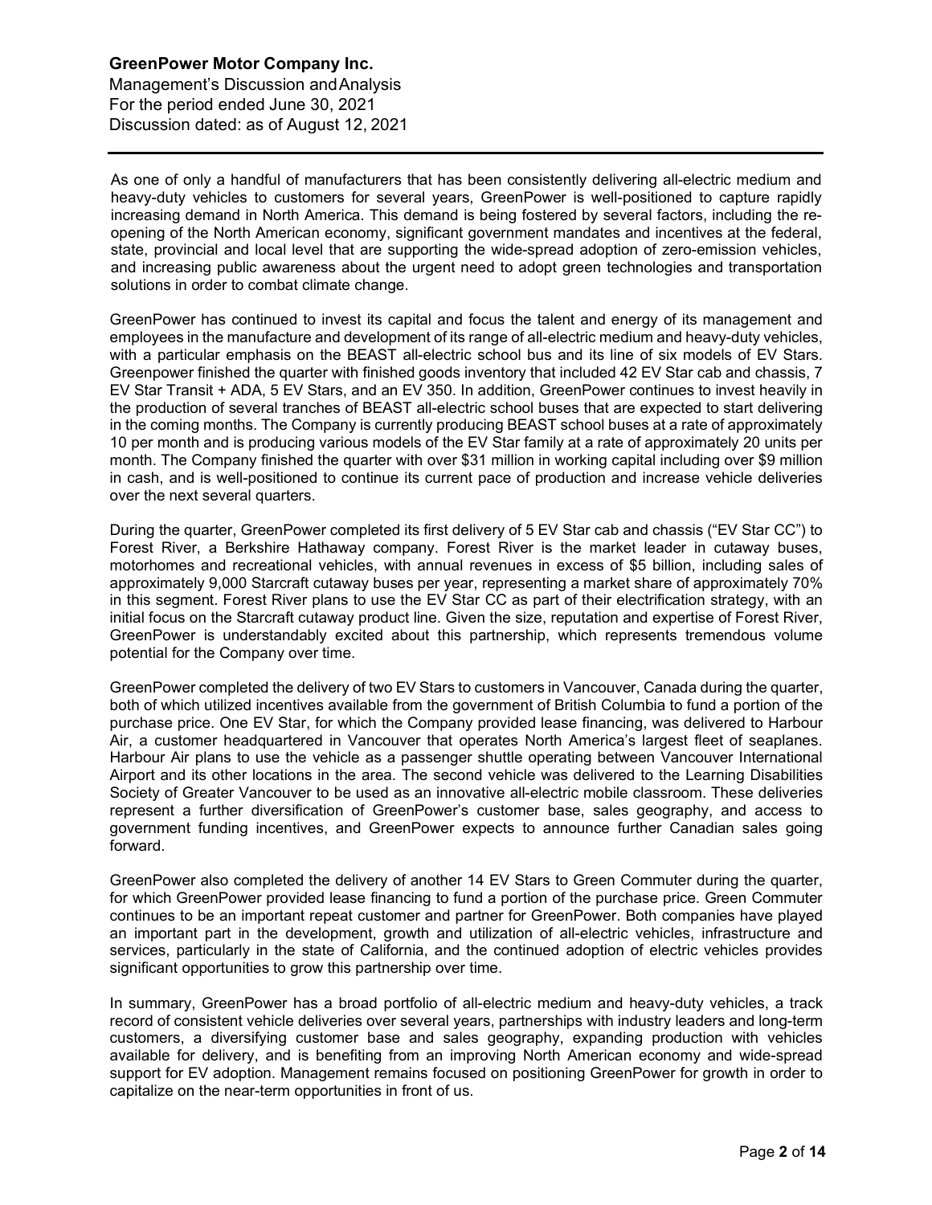As one of only a handful of manufacturers that has been consistently delivering all-electric medium and heavy-duty vehicles to customers for several years, GreenPower is well-positioned to capture rapidly increasing demand in North America. This demand is being fostered by several factors, including the re-opening of the North American economy, significant government mandates and incentives at the federal, state, provincial and local level that are supporting the wide-spread adoption of zero-emission vehicles, and increasing public awareness about the urgent need to adopt green technologies and transportation solutions in order to combat climate change.

GreenPower has continued to invest its capital and focus the talent and energy of its management and employees in the manufacture and development of its range of all-electric medium and heavy-duty vehicles, with a particular emphasis on the BEAST all-electric school bus and its line of six models of EV Stars. Greenpower finished the quarter with finished goods inventory that included 42 EV Star cab and chassis, 7 EV Star Transit + ADA, 5 EV Stars, and an EV 350. In addition, GreenPower continues to invest heavily in the production of several tranches of BEAST all-electric school buses that are expected to start delivering in the coming months. The Company is currently producing BEAST school buses at a rate of approximately 10 per month and is producing various models of the EV Star family at a rate of approximately 20 units per month. The Company finished the quarter with over $31 million in working capital including over $9 million in cash, and is well-positioned to continue its current pace of production and increase vehicle deliveries over the next several quarters.

During the quarter, GreenPower completed its first delivery of 5 EV Star cab and chassis ("EV Star CC") to Forest River, a Berkshire Hathaway company. Forest River is the market leader in cutaway buses, motorhomes and recreational vehicles, with annual revenues in excess of $5 billion, including sales of approximately 9,000 Starcraft cutaway buses per year, representing a market share of approximately 70% in this segment. Forest River plans to use the EV Star CC as part of their electrification strategy, with an initial focus on the Starcraft cutaway product line. Given the size, reputation and expertise of Forest River, GreenPower is understandably excited about this partnership, which represents tremendous volume potential for the Company over time.

GreenPower completed the delivery of two EV Stars to customers in Vancouver, Canada during the quarter, both of which utilized incentives available from the government of British Columbia to fund a portion of the purchase price. One EV Star, for which the Company provided lease financing, was delivered to Harbour Air, a customer headquartered in Vancouver that operates North America's largest fleet of seaplanes. Harbour Air plans to use the vehicle as a passenger shuttle operating between Vancouver International Airport and its other locations in the area. The second vehicle was delivered to the Learning Disabilities Society of Greater Vancouver to be used as an innovative all-electric mobile classroom. These deliveries represent a further diversification of GreenPower's customer base, sales geography, and access to government funding incentives, and GreenPower expects to announce further Canadian sales going forward.

GreenPower also completed the delivery of another 14 EV Stars to Green Commuter during the quarter, for which GreenPower provided lease financing to fund a portion of the purchase price. Green Commuter continues to be an important repeat customer and partner for GreenPower. Both companies have played an important part in the development, growth and utilization of all-electric vehicles, infrastructure and services, particularly in the state of California, and the continued adoption of electric vehicles provides significant opportunities to grow this partnership over time.

In summary, GreenPower has a broad portfolio of all-electric medium and heavy-duty vehicles, a track record of consistent vehicle deliveries over several years, partnerships with industry leaders and long-term customers, a diversifying customer base and sales geography, expanding production with vehicles available for delivery, and is benefiting from an improving North American economy and wide-spread support for EV adoption. Management remains focused on positioning GreenPower for growth in order to capitalize on the near-term opportunities in front of us.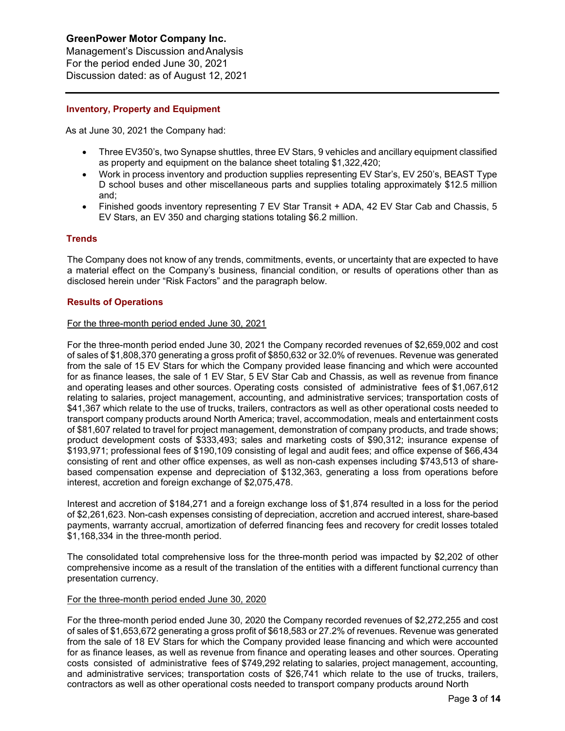## Inventory, Property and Equipment

As at June 30, 2021 the Company had:

- Three EV350's, two Synapse shuttles, three EV Stars, 9 vehicles and ancillary equipment classified as property and equipment on the balance sheet totaling $1,322,420;
- Work in process inventory and production supplies representing EV Star's, EV 250's, BEAST Type D school buses and other miscellaneous parts and supplies totaling approximately $12.5 million and;
- Finished goods inventory representing 7 EV Star Transit + ADA, 42 EV Star Cab and Chassis, 5 EV Stars, an EV 350 and charging stations totaling $6.2 million.

## Trends

The Company does not know of any trends, commitments, events, or uncertainty that are expected to have a material effect on the Company's business, financial condition, or results of operations other than as disclosed herein under "Risk Factors" and the paragraph below.

## Results of Operations

For the three-month period ended June 30, 2021

For the three-month period ended June 30, 2021 the Company recorded revenues of $2,659,002 and cost of sales of $1,808,370 generating a gross profit of $850,632 or 32.0% of revenues. Revenue was generated from the sale of 15 EV Stars for which the Company provided lease financing and which were accounted for as finance leases, the sale of 1 EV Star, 5 EV Star Cab and Chassis, as well as revenue from finance and operating leases and other sources. Operating costs consisted of administrative fees of $1,067,612 relating to salaries, project management, accounting, and administrative services; transportation costs of $41,367 which relate to the use of trucks, trailers, contractors as well as other operational costs needed to transport company products around North America; travel, accommodation, meals and entertainment costs of $81,607 related to travel for project management, demonstration of company products, and trade shows; product development costs of $333,493; sales and marketing costs of $90,312; insurance expense of $193,971; professional fees of $190,109 consisting of legal and audit fees; and office expense of $66,434 consisting of rent and other office expenses, as well as non-cash expenses including $743,513 of share-based compensation expense and depreciation of $132,363, generating a loss from operations before interest, accretion and foreign exchange of $2,075,478.

Interest and accretion of $184,271 and a foreign exchange loss of $1,874 resulted in a loss for the period of $2,261,623. Non-cash expenses consisting of depreciation, accretion and accrued interest, share-based payments, warranty accrual, amortization of deferred financing fees and recovery for credit losses totaled $1,168,334 in the three-month period.

The consolidated total comprehensive loss for the three-month period was impacted by $2,202 of other comprehensive income as a result of the translation of the entities with a different functional currency than presentation currency.

For the three-month period ended June 30, 2020

For the three-month period ended June 30, 2020 the Company recorded revenues of $2,272,255 and cost of sales of $1,653,672 generating a gross profit of $618,583 or 27.2% of revenues. Revenue was generated from the sale of 18 EV Stars for which the Company provided lease financing and which were accounted for as finance leases, as well as revenue from finance and operating leases and other sources. Operating costs consisted of administrative fees of $749,292 relating to salaries, project management, accounting, and administrative services; transportation costs of $26,741 which relate to the use of trucks, trailers, contractors as well as other operational costs needed to transport company products around North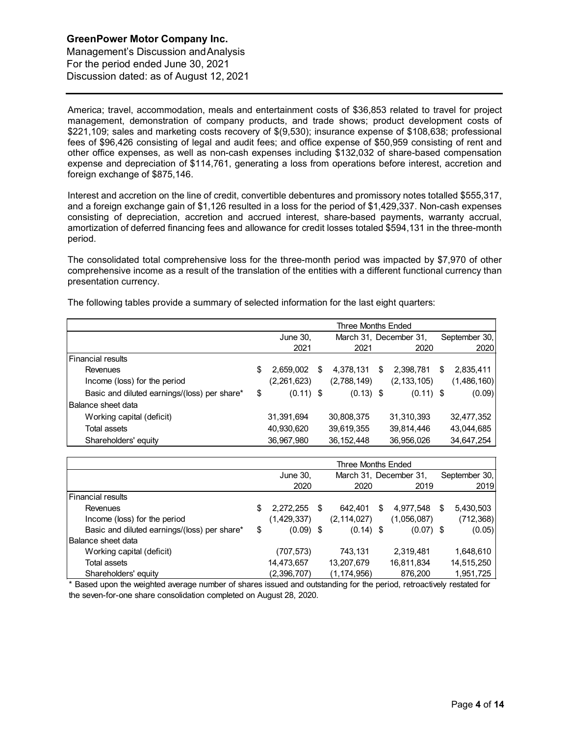America; travel, accommodation, meals and entertainment costs of $36,853 related to travel for project management, demonstration of company products, and trade shows; product development costs of $221,109; sales and marketing costs recovery of $(9,530); insurance expense of $108,638; professional fees of $96,426 consisting of legal and audit fees; and office expense of $50,959 consisting of rent and other office expenses, as well as non-cash expenses including $132,032 of share-based compensation expense and depreciation of $114,761, generating a loss from operations before interest, accretion and foreign exchange of $875,146.

Interest and accretion on the line of credit, convertible debentures and promissory notes totalled $555,317, and a foreign exchange gain of $1,126 resulted in a loss for the period of $1,429,337. Non-cash expenses consisting of depreciation, accretion and accrued interest, share-based payments, warranty accrual, amortization of deferred financing fees and allowance for credit losses totaled $594,131 in the three-month period.

The consolidated total comprehensive loss for the three-month period was impacted by $7,970 of other comprehensive income as a result of the translation of the entities with a different functional currency than presentation currency.

The following tables provide a summary of selected information for the last eight quarters:

| | Three Months Ended | | | |
|---|---|---|---|---|
| | June 30, 2021 | March 31, 2021 | December 31, 2020 | September 30, 2020 |
| Financial results | | | | |
| Revenues | $ 2,659,002 | $ 4,378,131 | $ 2,398,781 | $ 2,835,411 |
| Income (loss) for the period | (2,261,623) | (2,788,149) | (2,133,105) | (1,486,160) |
| Basic and diluted earnings/(loss) per share* | $ (0.11) | $ (0.13) | $ (0.11) | $ (0.09) |
| Balance sheet data | | | | |
| Working capital (deficit) | 31,391,694 | 30,808,375 | 31,310,393 | 32,477,352 |
| Total assets | 40,930,620 | 39,619,355 | 39,814,446 | 43,044,685 |
| Shareholders' equity | 36,967,980 | 36,152,448 | 36,956,026 | 34,647,254 |

| | Three Months Ended | | | |
|---|---|---|---|---|
| | June 30, 2020 | March 31, 2020 | December 31, 2019 | September 30, 2019 |
| Financial results | | | | |
| Revenues | $ 2,272,255 | $ 642,401 | $ 4,977,548 | $ 5,430,503 |
| Income (loss) for the period | (1,429,337) | (2,114,027) | (1,056,087) | (712,368) |
| Basic and diluted earnings/(loss) per share* | $ (0.09) | $ (0.14) | $ (0.07) | $ (0.05) |
| Balance sheet data | | | | |
| Working capital (deficit) | (707,573) | 743,131 | 2,319,481 | 1,648,610 |
| Total assets | 14,473,657 | 13,207,679 | 16,811,834 | 14,515,250 |
| Shareholders' equity | (2,396,707) | (1,174,956) | 876,200 | 1,951,725 |

* Based upon the weighted average number of shares issued and outstanding for the period, retroactively restated for the seven-for-one share consolidation completed on August 28, 2020.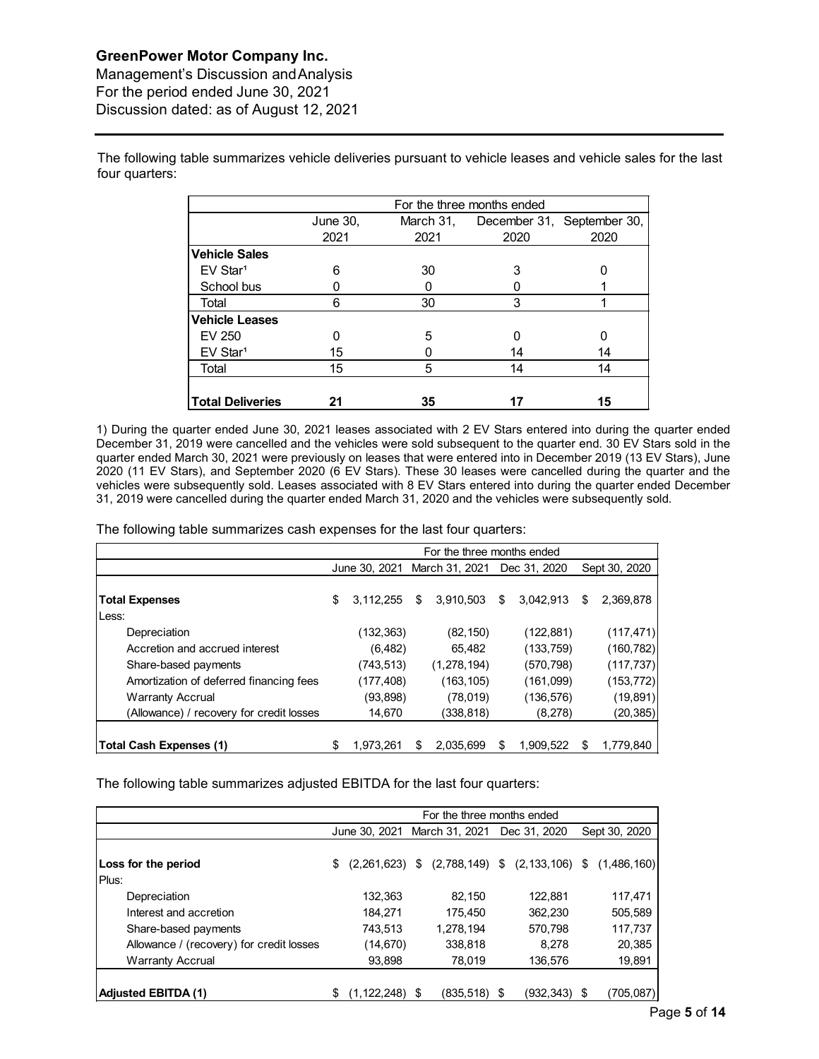The following table summarizes vehicle deliveries pursuant to vehicle leases and vehicle sales for the last four quarters:

| | For the three months ended | | | |
|---|---|---|---|---|
| | June 30, 2021 | March 31, 2021 | December 31, 2020 | September 30, 2020 |
| **Vehicle Sales** | | | | |
| EV Star[1] | 6 | 30 | 3 | 0 |
| School bus | 0 | 0 | 0 | 1 |
| Total | 6 | 30 | 3 | 1 |
| **Vehicle Leases** | | | | |
| EV 250 | 0 | 5 | 0 | 0 |
| EV Star[1] | 15 | 0 | 14 | 14 |
| Total | 15 | 5 | 14 | 14 |
| **Total Deliveries** | **21** | **35** | **17** | **15** |

1) During the quarter ended June 30, 2021 leases associated with 2 EV Stars entered into during the quarter ended December 31, 2019 were cancelled and the vehicles were sold subsequent to the quarter end. 30 EV Stars sold in the quarter ended March 30, 2021 were previously on leases that were entered into in December 2019 (13 EV Stars), June 2020 (11 EV Stars), and September 2020 (6 EV Stars). These 30 leases were cancelled during the quarter and the vehicles were subsequently sold. Leases associated with 8 EV Stars entered into during the quarter ended December 31, 2019 were cancelled during the quarter ended March 31, 2020 and the vehicles were subsequently sold.

The following table summarizes cash expenses for the last four quarters:

| | For the three months ended | | | |
|---|---|---|---|---|
| | June 30, 2021 | March 31, 2021 | Dec 31, 2020 | Sept 30, 2020 |
| **Total Expenses** | $ 3,112,255 | $ 3,910,503 | $ 3,042,913 | $ 2,369,878 |
| Less: | | | | |
| Depreciation | (132,363) | (82,150) | (122,881) | (117,471) |
| Accretion and accrued interest | (6,482) | 65,482 | (133,759) | (160,782) |
| Share-based payments | (743,513) | (1,278,194) | (570,798) | (117,737) |
| Amortization of deferred financing fees | (177,408) | (163,105) | (161,099) | (153,772) |
| Warranty Accrual | (93,898) | (78,019) | (136,576) | (19,891) |
| (Allowance) / recovery for credit losses | 14,670 | (338,818) | (8,278) | (20,385) |
| **Total Cash Expenses (1)** | $ 1,973,261 | $ 2,035,699 | $ 1,909,522 | $ 1,779,840 |

The following table summarizes adjusted EBITDA for the last four quarters:

| | For the three months ended | | | |
|---|---|---|---|---|
| | June 30, 2021 | March 31, 2021 | Dec 31, 2020 | Sept 30, 2020 |
| **Loss for the period** | $ (2,261,623) | $ (2,788,149) | $ (2,133,106) | $ (1,486,160) |
| Plus: | | | | |
| Depreciation | 132,363 | 82,150 | 122,881 | 117,471 |
| Interest and accretion | 184,271 | 175,450 | 362,230 | 505,589 |
| Share-based payments | 743,513 | 1,278,194 | 570,798 | 117,737 |
| Allowance / (recovery) for credit losses | (14,670) | 338,818 | 8,278 | 20,385 |
| Warranty Accrual | 93,898 | 78,019 | 136,576 | 19,891 |
| **Adjusted EBITDA (1)** | $ (1,122,248) | $ (835,518) | $ (932,343) | $ (705,087) |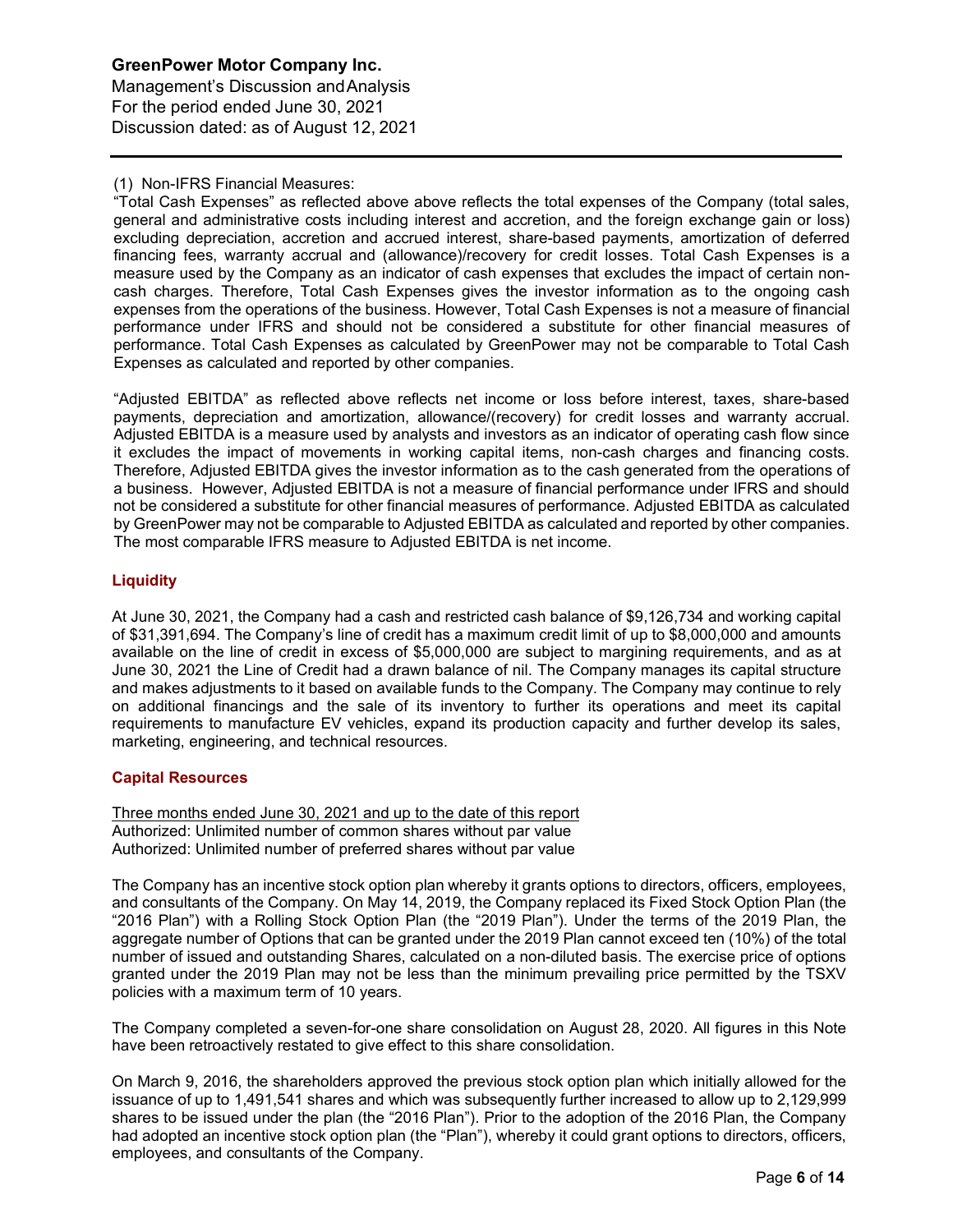(1) Non-IFRS Financial Measures:

"Total Cash Expenses" as reflected above above reflects the total expenses of the Company (total sales, general and administrative costs including interest and accretion, and the foreign exchange gain or loss) excluding depreciation, accretion and accrued interest, share-based payments, amortization of deferred financing fees, warranty accrual and (allowance)/recovery for credit losses. Total Cash Expenses is a measure used by the Company as an indicator of cash expenses that excludes the impact of certain non-cash charges. Therefore, Total Cash Expenses gives the investor information as to the ongoing cash expenses from the operations of the business. However, Total Cash Expenses is not a measure of financial performance under IFRS and should not be considered a substitute for other financial measures of performance. Total Cash Expenses as calculated by GreenPower may not be comparable to Total Cash Expenses as calculated and reported by other companies.

"Adjusted EBITDA" as reflected above reflects net income or loss before interest, taxes, share-based payments, depreciation and amortization, allowance/(recovery) for credit losses and warranty accrual. Adjusted EBITDA is a measure used by analysts and investors as an indicator of operating cash flow since it excludes the impact of movements in working capital items, non-cash charges and financing costs. Therefore, Adjusted EBITDA gives the investor information as to the cash generated from the operations of a business. However, Adjusted EBITDA is not a measure of financial performance under IFRS and should not be considered a substitute for other financial measures of performance. Adjusted EBITDA as calculated by GreenPower may not be comparable to Adjusted EBITDA as calculated and reported by other companies. The most comparable IFRS measure to Adjusted EBITDA is net income.

## Liquidity

At June 30, 2021, the Company had a cash and restricted cash balance of $9,126,734 and working capital of $31,391,694. The Company's line of credit has a maximum credit limit of up to $8,000,000 and amounts available on the line of credit in excess of $5,000,000 are subject to margining requirements, and as at June 30, 2021 the Line of Credit had a drawn balance of nil. The Company manages its capital structure and makes adjustments to it based on available funds to the Company. The Company may continue to rely on additional financings and the sale of its inventory to further its operations and meet its capital requirements to manufacture EV vehicles, expand its production capacity and further develop its sales, marketing, engineering, and technical resources.

## Capital Resources

Three months ended June 30, 2021 and up to the date of this report
Authorized: Unlimited number of common shares without par value
Authorized: Unlimited number of preferred shares without par value

The Company has an incentive stock option plan whereby it grants options to directors, officers, employees, and consultants of the Company. On May 14, 2019, the Company replaced its Fixed Stock Option Plan (the "2016 Plan") with a Rolling Stock Option Plan (the "2019 Plan"). Under the terms of the 2019 Plan, the aggregate number of Options that can be granted under the 2019 Plan cannot exceed ten (10%) of the total number of issued and outstanding Shares, calculated on a non-diluted basis. The exercise price of options granted under the 2019 Plan may not be less than the minimum prevailing price permitted by the TSXV policies with a maximum term of 10 years.

The Company completed a seven-for-one share consolidation on August 28, 2020. All figures in this Note have been retroactively restated to give effect to this share consolidation.

On March 9, 2016, the shareholders approved the previous stock option plan which initially allowed for the issuance of up to 1,491,541 shares and which was subsequently further increased to allow up to 2,129,999 shares to be issued under the plan (the "2016 Plan"). Prior to the adoption of the 2016 Plan, the Company had adopted an incentive stock option plan (the "Plan"), whereby it could grant options to directors, officers, employees, and consultants of the Company.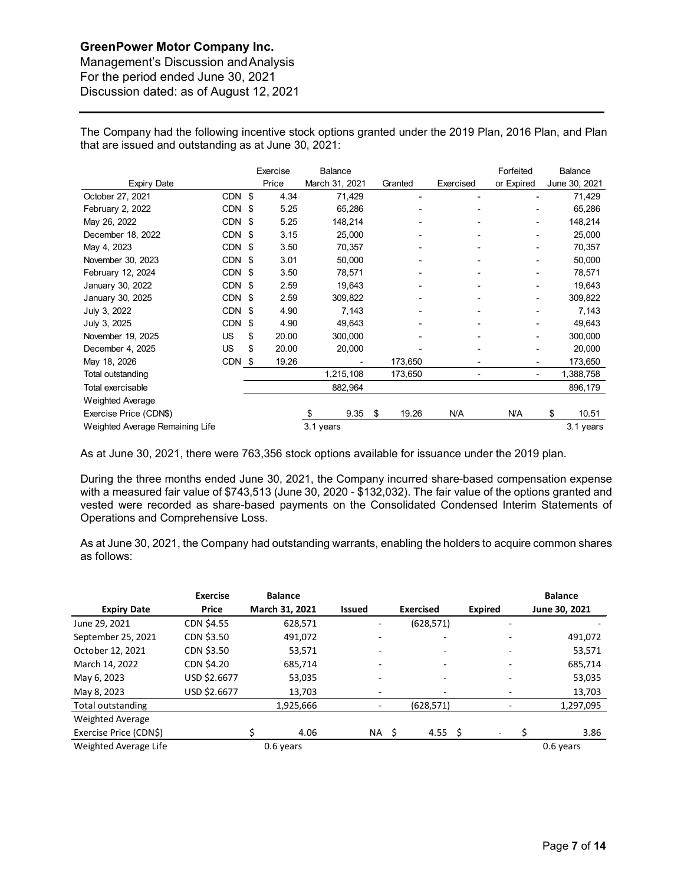The Company had the following incentive stock options granted under the 2019 Plan, 2016 Plan, and Plan that are issued and outstanding as at June 30, 2021:

| Expiry Date | | Exercise Price | Balance March 31, 2021 | Granted | Exercised | Forfeited or Expired | Balance June 30, 2021 |
|---|---|---|---|---|---|---|---|
| October 27, 2021 | CDN | $ 4.34 | 71,429 | - | - | - | 71,429 |
| February 2, 2022 | CDN | $ 5.25 | 65,286 | - | - | - | 65,286 |
| May 26, 2022 | CDN | $ 5.25 | 148,214 | - | - | - | 148,214 |
| December 18, 2022 | CDN | $ 3.15 | 25,000 | - | - | - | 25,000 |
| May 4, 2023 | CDN | $ 3.50 | 70,357 | - | - | - | 70,357 |
| November 30, 2023 | CDN | $ 3.01 | 50,000 | - | - | - | 50,000 |
| February 12, 2024 | CDN | $ 3.50 | 78,571 | - | - | - | 78,571 |
| January 30, 2022 | CDN | $ 2.59 | 19,643 | - | - | - | 19,643 |
| January 30, 2025 | CDN | $ 2.59 | 309,822 | - | - | - | 309,822 |
| July 3, 2022 | CDN | $ 4.90 | 7,143 | - | - | - | 7,143 |
| July 3, 2025 | CDN | $ 4.90 | 49,643 | - | - | - | 49,643 |
| November 19, 2025 | US | $ 20.00 | 300,000 | - | - | - | 300,000 |
| December 4, 2025 | US | $ 20.00 | 20,000 | - | - | - | 20,000 |
| May 18, 2026 | CDN | $ 19.26 | - | 173,650 | - | - | 173,650 |
| Total outstanding | | | 1,215,108 | 173,650 | - | - | 1,388,758 |
| Total exercisable | | | 882,964 | | | | 896,179 |
| Weighted Average Exercise Price (CDN$) | | | $ 9.35 | $ 19.26 | N/A | N/A | $ 10.51 |
| Weighted Average Remaining Life | | | 3.1 years | | | | 3.1 years |

As at June 30, 2021, there were 763,356 stock options available for issuance under the 2019 plan.

During the three months ended June 30, 2021, the Company incurred share-based compensation expense with a measured fair value of $743,513 (June 30, 2020 - $132,032). The fair value of the options granted and vested were recorded as share-based payments on the Consolidated Condensed Interim Statements of Operations and Comprehensive Loss.

As at June 30, 2021, the Company had outstanding warrants, enabling the holders to acquire common shares as follows:

| Expiry Date | Exercise Price | Balance March 31, 2021 | Issued | Exercised | Expired | Balance June 30, 2021 |
|---|---|---|---|---|---|---|
| June 29, 2021 | CDN $4.55 | 628,571 | - | (628,571) | - | - |
| September 25, 2021 | CDN $3.50 | 491,072 | - | - | - | 491,072 |
| October 12, 2021 | CDN $3.50 | 53,571 | - | - | - | 53,571 |
| March 14, 2022 | CDN $4.20 | 685,714 | - | - | - | 685,714 |
| May 6, 2023 | USD $2.6677 | 53,035 | - | - | - | 53,035 |
| May 8, 2023 | USD $2.6677 | 13,703 | - | - | - | 13,703 |
| Total outstanding | | 1,925,666 | - | (628,571) | - | 1,297,095 |
| Weighted Average Exercise Price (CDN$) | | $ 4.06 | NA | $ 4.55 | $ - | $ 3.86 |
| Weighted Average Life | | 0.6 years | | | | 0.6 years |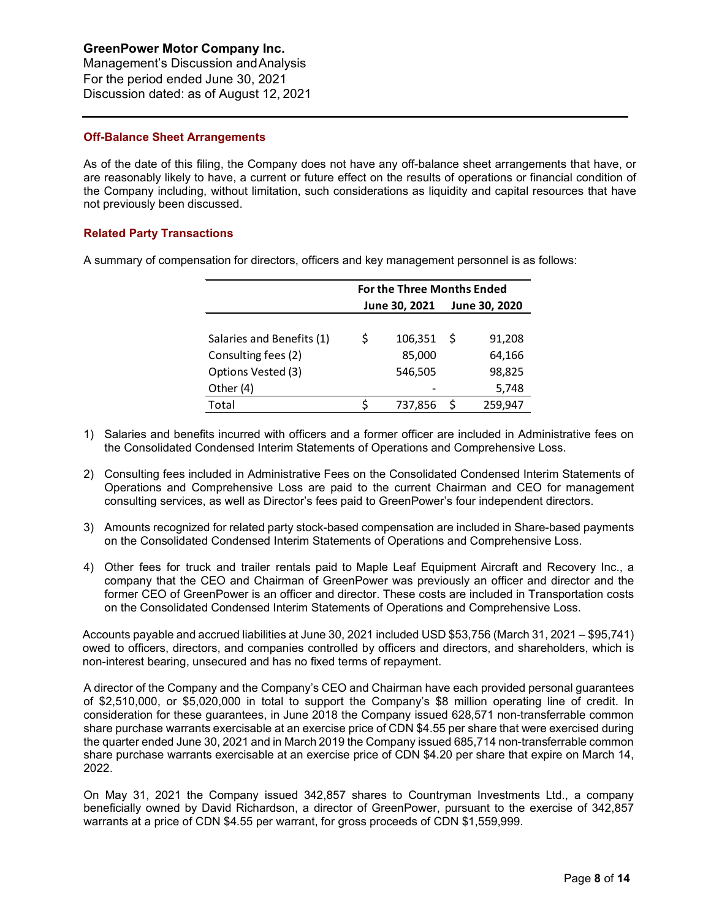## Off-Balance Sheet Arrangements

As of the date of this filing, the Company does not have any off-balance sheet arrangements that have, or are reasonably likely to have, a current or future effect on the results of operations or financial condition of the Company including, without limitation, such considerations as liquidity and capital resources that have not previously been discussed.

## Related Party Transactions

A summary of compensation for directors, officers and key management personnel is as follows:

| | For the Three Months Ended | |
|---|---|---|
| | June 30, 2021 | June 30, 2020 |
| Salaries and Benefits (1) | $ 106,351 | $ 91,208 |
| Consulting fees (2) | 85,000 | 64,166 |
| Options Vested (3) | 546,505 | 98,825 |
| Other (4) | - | 5,748 |
| Total | $ 737,856 | $ 259,947 |

1) Salaries and benefits incurred with officers and a former officer are included in Administrative fees on the Consolidated Condensed Interim Statements of Operations and Comprehensive Loss.

2) Consulting fees included in Administrative Fees on the Consolidated Condensed Interim Statements of Operations and Comprehensive Loss are paid to the current Chairman and CEO for management consulting services, as well as Director's fees paid to GreenPower's four independent directors.

3) Amounts recognized for related party stock-based compensation are included in Share-based payments on the Consolidated Condensed Interim Statements of Operations and Comprehensive Loss.

4) Other fees for truck and trailer rentals paid to Maple Leaf Equipment Aircraft and Recovery Inc., a company that the CEO and Chairman of GreenPower was previously an officer and director and the former CEO of GreenPower is an officer and director. These costs are included in Transportation costs on the Consolidated Condensed Interim Statements of Operations and Comprehensive Loss.

Accounts payable and accrued liabilities at June 30, 2021 included USD $53,756 (March 31, 2021 – $95,741) owed to officers, directors, and companies controlled by officers and directors, and shareholders, which is non-interest bearing, unsecured and has no fixed terms of repayment.

A director of the Company and the Company's CEO and Chairman have each provided personal guarantees of $2,510,000, or $5,020,000 in total to support the Company's $8 million operating line of credit. In consideration for these guarantees, in June 2018 the Company issued 628,571 non-transferrable common share purchase warrants exercisable at an exercise price of CDN $4.55 per share that were exercised during the quarter ended June 30, 2021 and in March 2019 the Company issued 685,714 non-transferrable common share purchase warrants exercisable at an exercise price of CDN $4.20 per share that expire on March 14, 2022.

On May 31, 2021 the Company issued 342,857 shares to Countryman Investments Ltd., a company beneficially owned by David Richardson, a director of GreenPower, pursuant to the exercise of 342,857 warrants at a price of CDN $4.55 per warrant, for gross proceeds of CDN $1,559,999.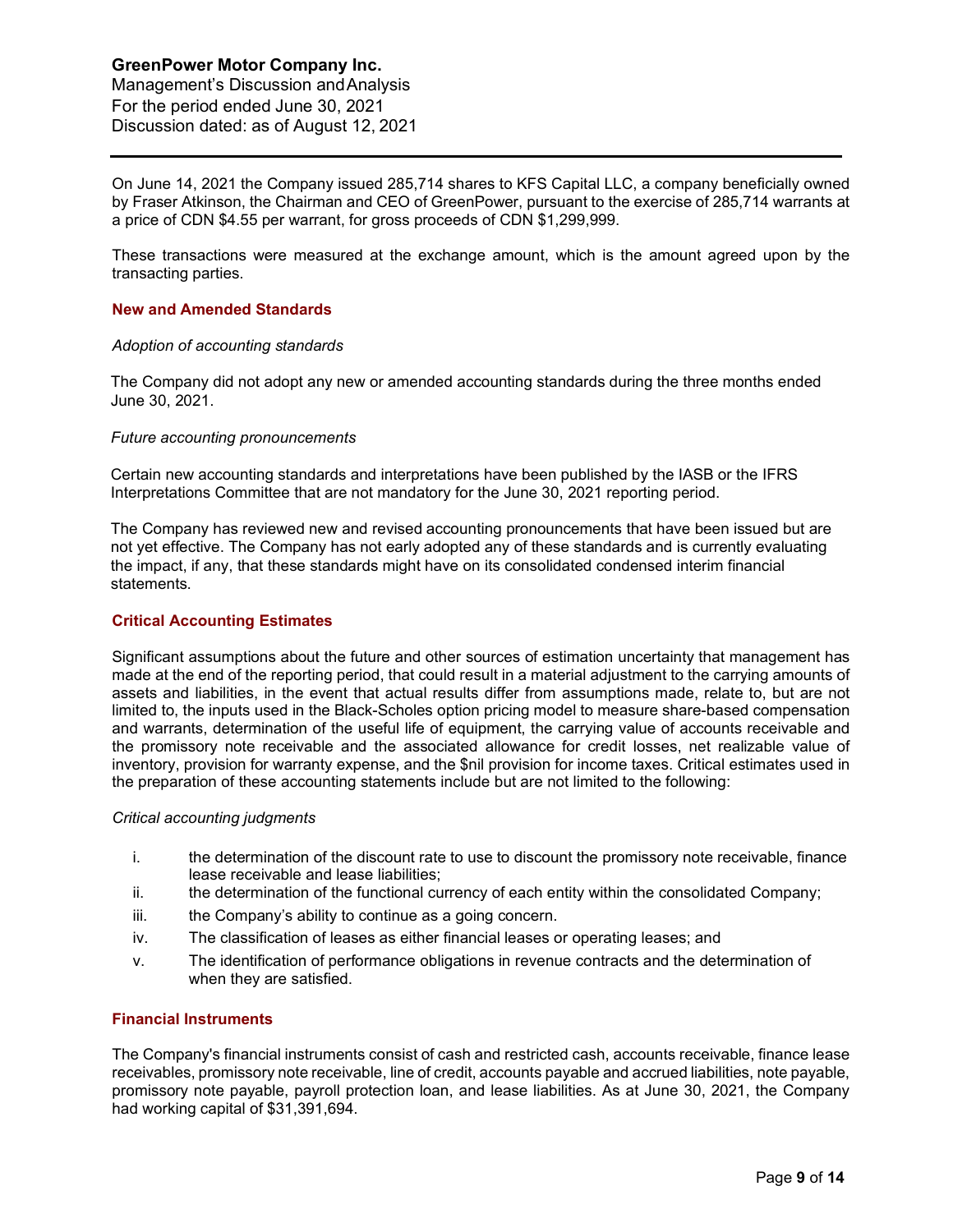On June 14, 2021 the Company issued 285,714 shares to KFS Capital LLC, a company beneficially owned by Fraser Atkinson, the Chairman and CEO of GreenPower, pursuant to the exercise of 285,714 warrants at a price of CDN $4.55 per warrant, for gross proceeds of CDN $1,299,999.

These transactions were measured at the exchange amount, which is the amount agreed upon by the transacting parties.

## New and Amended Standards

*Adoption of accounting standards*

The Company did not adopt any new or amended accounting standards during the three months ended June 30, 2021.

*Future accounting pronouncements*

Certain new accounting standards and interpretations have been published by the IASB or the IFRS Interpretations Committee that are not mandatory for the June 30, 2021 reporting period.

The Company has reviewed new and revised accounting pronouncements that have been issued but are not yet effective. The Company has not early adopted any of these standards and is currently evaluating the impact, if any, that these standards might have on its consolidated condensed interim financial statements.

## Critical Accounting Estimates

Significant assumptions about the future and other sources of estimation uncertainty that management has made at the end of the reporting period, that could result in a material adjustment to the carrying amounts of assets and liabilities, in the event that actual results differ from assumptions made, relate to, but are not limited to, the inputs used in the Black-Scholes option pricing model to measure share-based compensation and warrants, determination of the useful life of equipment, the carrying value of accounts receivable and the promissory note receivable and the associated allowance for credit losses, net realizable value of inventory, provision for warranty expense, and the $nil provision for income taxes. Critical estimates used in the preparation of these accounting statements include but are not limited to the following:

*Critical accounting judgments*

i. the determination of the discount rate to use to discount the promissory note receivable, finance lease receivable and lease liabilities;
ii. the determination of the functional currency of each entity within the consolidated Company;
iii. the Company's ability to continue as a going concern.
iv. The classification of leases as either financial leases or operating leases; and
v. The identification of performance obligations in revenue contracts and the determination of when they are satisfied.

## Financial Instruments

The Company's financial instruments consist of cash and restricted cash, accounts receivable, finance lease receivables, promissory note receivable, line of credit, accounts payable and accrued liabilities, note payable, promissory note payable, payroll protection loan, and lease liabilities. As at June 30, 2021, the Company had working capital of $31,391,694.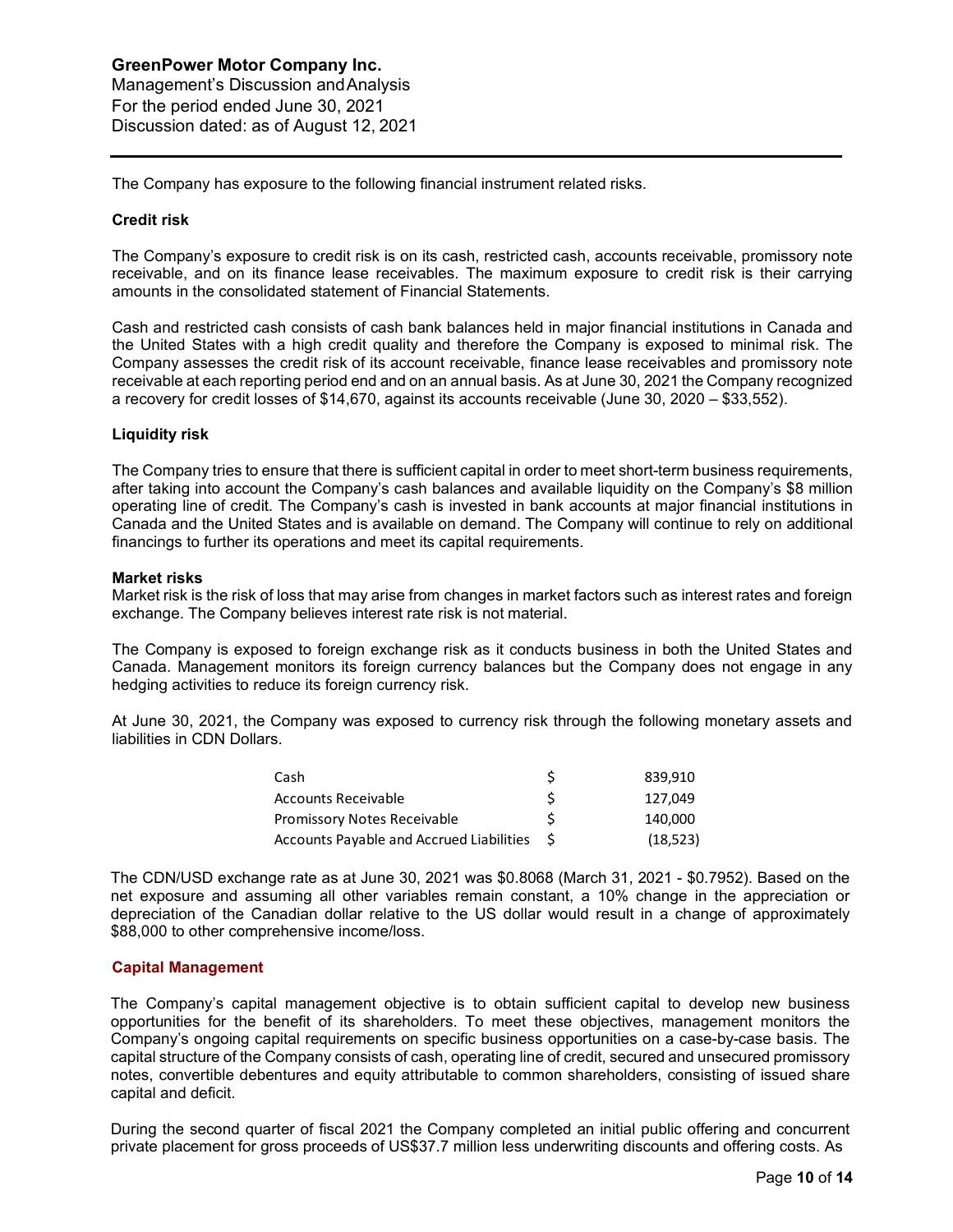The Company has exposure to the following financial instrument related risks.

### Credit risk

The Company's exposure to credit risk is on its cash, restricted cash, accounts receivable, promissory note receivable, and on its finance lease receivables. The maximum exposure to credit risk is their carrying amounts in the consolidated statement of Financial Statements.

Cash and restricted cash consists of cash bank balances held in major financial institutions in Canada and the United States with a high credit quality and therefore the Company is exposed to minimal risk. The Company assesses the credit risk of its account receivable, finance lease receivables and promissory note receivable at each reporting period end and on an annual basis. As at June 30, 2021 the Company recognized a recovery for credit losses of $14,670, against its accounts receivable (June 30, 2020 – $33,552).

### Liquidity risk

The Company tries to ensure that there is sufficient capital in order to meet short-term business requirements, after taking into account the Company's cash balances and available liquidity on the Company's $8 million operating line of credit. The Company's cash is invested in bank accounts at major financial institutions in Canada and the United States and is available on demand. The Company will continue to rely on additional financings to further its operations and meet its capital requirements.

### Market risks

Market risk is the risk of loss that may arise from changes in market factors such as interest rates and foreign exchange. The Company believes interest rate risk is not material.

The Company is exposed to foreign exchange risk as it conducts business in both the United States and Canada. Management monitors its foreign currency balances but the Company does not engage in any hedging activities to reduce its foreign currency risk.

At June 30, 2021, the Company was exposed to currency risk through the following monetary assets and liabilities in CDN Dollars.

| | | |
|---|---|---|
| Cash | $ | 839,910 |
| Accounts Receivable | $ | 127,049 |
| Promissory Notes Receivable | $ | 140,000 |
| Accounts Payable and Accrued Liabilities | $ | (18,523) |

The CDN/USD exchange rate as at June 30, 2021 was $0.8068 (March 31, 2021 - $0.7952). Based on the net exposure and assuming all other variables remain constant, a 10% change in the appreciation or depreciation of the Canadian dollar relative to the US dollar would result in a change of approximately $88,000 to other comprehensive income/loss.

## Capital Management

The Company's capital management objective is to obtain sufficient capital to develop new business opportunities for the benefit of its shareholders. To meet these objectives, management monitors the Company's ongoing capital requirements on specific business opportunities on a case-by-case basis. The capital structure of the Company consists of cash, operating line of credit, secured and unsecured promissory notes, convertible debentures and equity attributable to common shareholders, consisting of issued share capital and deficit.

During the second quarter of fiscal 2021 the Company completed an initial public offering and concurrent private placement for gross proceeds of US$37.7 million less underwriting discounts and offering costs. As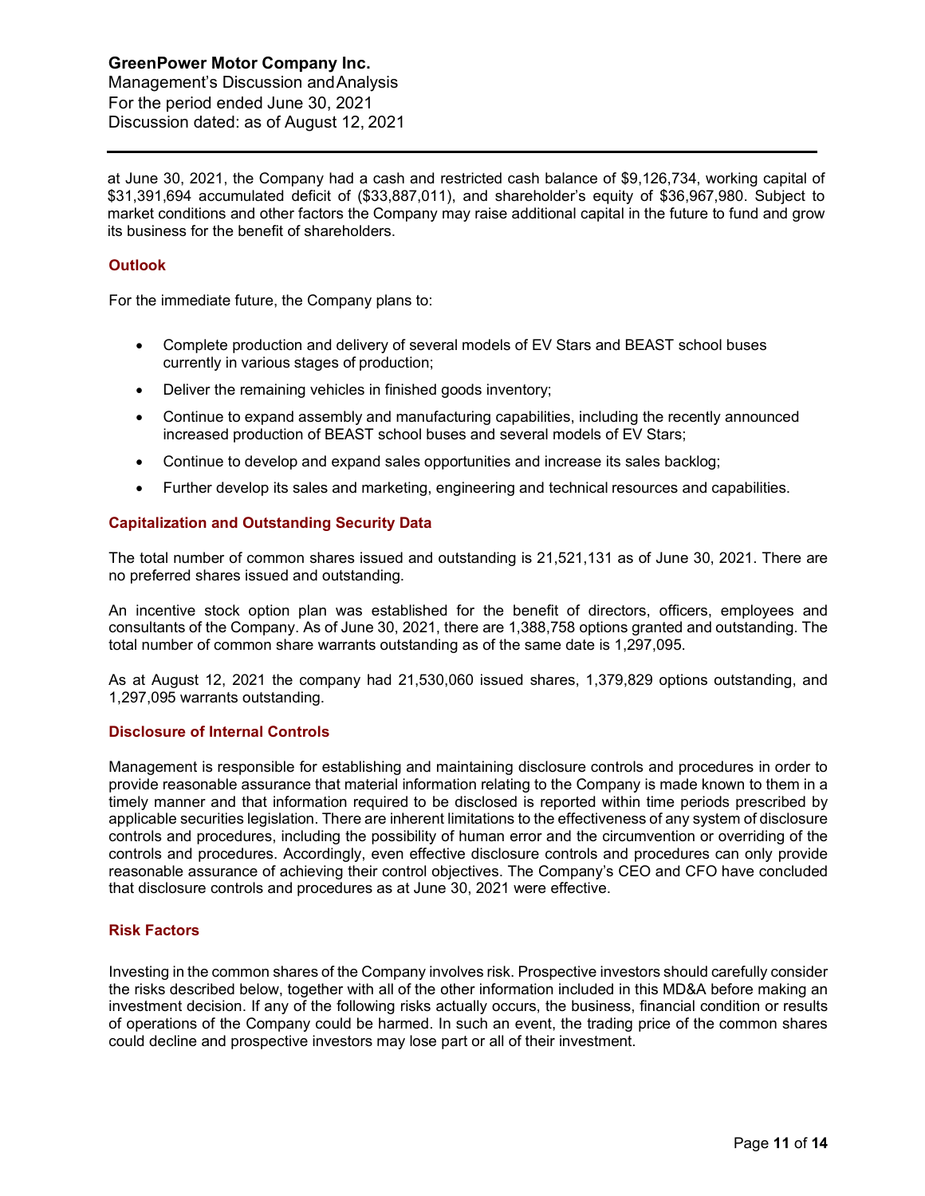at June 30, 2021, the Company had a cash and restricted cash balance of $9,126,734, working capital of $31,391,694 accumulated deficit of ($33,887,011), and shareholder's equity of $36,967,980. Subject to market conditions and other factors the Company may raise additional capital in the future to fund and grow its business for the benefit of shareholders.

## Outlook

For the immediate future, the Company plans to:

- Complete production and delivery of several models of EV Stars and BEAST school buses currently in various stages of production;
- Deliver the remaining vehicles in finished goods inventory;
- Continue to expand assembly and manufacturing capabilities, including the recently announced increased production of BEAST school buses and several models of EV Stars;
- Continue to develop and expand sales opportunities and increase its sales backlog;
- Further develop its sales and marketing, engineering and technical resources and capabilities.

## Capitalization and Outstanding Security Data

The total number of common shares issued and outstanding is 21,521,131 as of June 30, 2021. There are no preferred shares issued and outstanding.

An incentive stock option plan was established for the benefit of directors, officers, employees and consultants of the Company. As of June 30, 2021, there are 1,388,758 options granted and outstanding. The total number of common share warrants outstanding as of the same date is 1,297,095.

As at August 12, 2021 the company had 21,530,060 issued shares, 1,379,829 options outstanding, and 1,297,095 warrants outstanding.

## Disclosure of Internal Controls

Management is responsible for establishing and maintaining disclosure controls and procedures in order to provide reasonable assurance that material information relating to the Company is made known to them in a timely manner and that information required to be disclosed is reported within time periods prescribed by applicable securities legislation. There are inherent limitations to the effectiveness of any system of disclosure controls and procedures, including the possibility of human error and the circumvention or overriding of the controls and procedures. Accordingly, even effective disclosure controls and procedures can only provide reasonable assurance of achieving their control objectives. The Company's CEO and CFO have concluded that disclosure controls and procedures as at June 30, 2021 were effective.

## Risk Factors

Investing in the common shares of the Company involves risk. Prospective investors should carefully consider the risks described below, together with all of the other information included in this MD&A before making an investment decision. If any of the following risks actually occurs, the business, financial condition or results of operations of the Company could be harmed. In such an event, the trading price of the common shares could decline and prospective investors may lose part or all of their investment.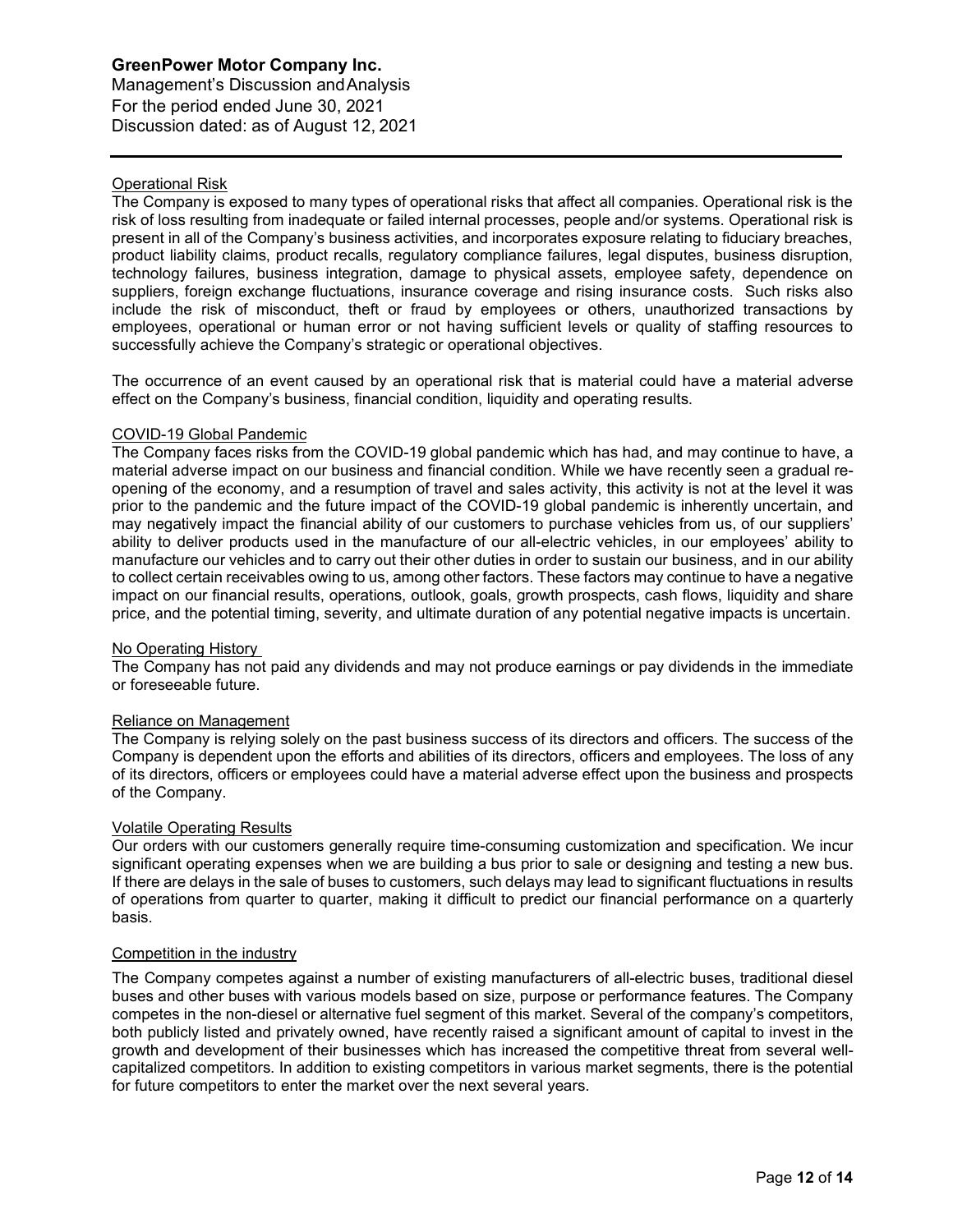### Operational Risk

The Company is exposed to many types of operational risks that affect all companies. Operational risk is the risk of loss resulting from inadequate or failed internal processes, people and/or systems. Operational risk is present in all of the Company's business activities, and incorporates exposure relating to fiduciary breaches, product liability claims, product recalls, regulatory compliance failures, legal disputes, business disruption, technology failures, business integration, damage to physical assets, employee safety, dependence on suppliers, foreign exchange fluctuations, insurance coverage and rising insurance costs. Such risks also include the risk of misconduct, theft or fraud by employees or others, unauthorized transactions by employees, operational or human error or not having sufficient levels or quality of staffing resources to successfully achieve the Company's strategic or operational objectives.

The occurrence of an event caused by an operational risk that is material could have a material adverse effect on the Company's business, financial condition, liquidity and operating results.

### COVID-19 Global Pandemic

The Company faces risks from the COVID-19 global pandemic which has had, and may continue to have, a material adverse impact on our business and financial condition. While we have recently seen a gradual re-opening of the economy, and a resumption of travel and sales activity, this activity is not at the level it was prior to the pandemic and the future impact of the COVID-19 global pandemic is inherently uncertain, and may negatively impact the financial ability of our customers to purchase vehicles from us, of our suppliers' ability to deliver products used in the manufacture of our all-electric vehicles, in our employees' ability to manufacture our vehicles and to carry out their other duties in order to sustain our business, and in our ability to collect certain receivables owing to us, among other factors. These factors may continue to have a negative impact on our financial results, operations, outlook, goals, growth prospects, cash flows, liquidity and share price, and the potential timing, severity, and ultimate duration of any potential negative impacts is uncertain.

### No Operating History

The Company has not paid any dividends and may not produce earnings or pay dividends in the immediate or foreseeable future.

### Reliance on Management

The Company is relying solely on the past business success of its directors and officers. The success of the Company is dependent upon the efforts and abilities of its directors, officers and employees. The loss of any of its directors, officers or employees could have a material adverse effect upon the business and prospects of the Company.

### Volatile Operating Results

Our orders with our customers generally require time-consuming customization and specification. We incur significant operating expenses when we are building a bus prior to sale or designing and testing a new bus. If there are delays in the sale of buses to customers, such delays may lead to significant fluctuations in results of operations from quarter to quarter, making it difficult to predict our financial performance on a quarterly basis.

### Competition in the industry

The Company competes against a number of existing manufacturers of all-electric buses, traditional diesel buses and other buses with various models based on size, purpose or performance features. The Company competes in the non-diesel or alternative fuel segment of this market. Several of the company's competitors, both publicly listed and privately owned, have recently raised a significant amount of capital to invest in the growth and development of their businesses which has increased the competitive threat from several well-capitalized competitors. In addition to existing competitors in various market segments, there is the potential for future competitors to enter the market over the next several years.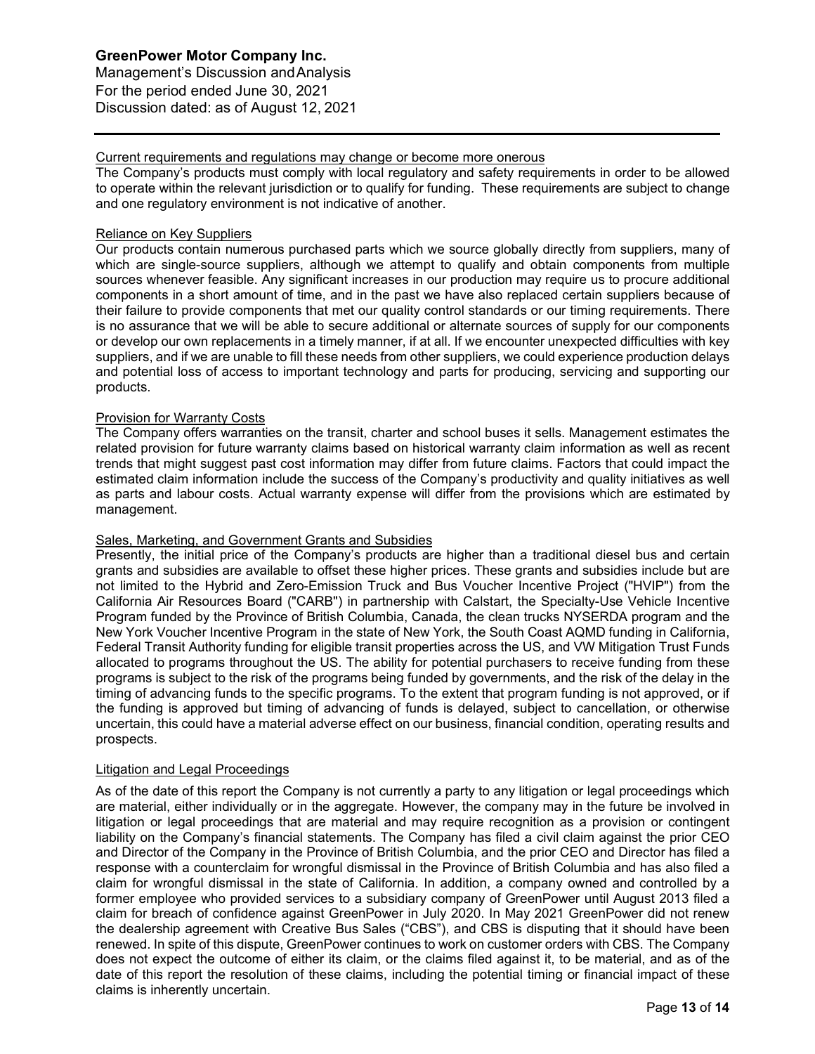#### Current requirements and regulations may change or become more onerous

The Company's products must comply with local regulatory and safety requirements in order to be allowed to operate within the relevant jurisdiction or to qualify for funding. These requirements are subject to change and one regulatory environment is not indicative of another.

#### Reliance on Key Suppliers

Our products contain numerous purchased parts which we source globally directly from suppliers, many of which are single-source suppliers, although we attempt to qualify and obtain components from multiple sources whenever feasible. Any significant increases in our production may require us to procure additional components in a short amount of time, and in the past we have also replaced certain suppliers because of their failure to provide components that met our quality control standards or our timing requirements. There is no assurance that we will be able to secure additional or alternate sources of supply for our components or develop our own replacements in a timely manner, if at all. If we encounter unexpected difficulties with key suppliers, and if we are unable to fill these needs from other suppliers, we could experience production delays and potential loss of access to important technology and parts for producing, servicing and supporting our products.

#### Provision for Warranty Costs

The Company offers warranties on the transit, charter and school buses it sells. Management estimates the related provision for future warranty claims based on historical warranty claim information as well as recent trends that might suggest past cost information may differ from future claims. Factors that could impact the estimated claim information include the success of the Company's productivity and quality initiatives as well as parts and labour costs. Actual warranty expense will differ from the provisions which are estimated by management.

#### Sales, Marketing, and Government Grants and Subsidies

Presently, the initial price of the Company's products are higher than a traditional diesel bus and certain grants and subsidies are available to offset these higher prices. These grants and subsidies include but are not limited to the Hybrid and Zero-Emission Truck and Bus Voucher Incentive Project ("HVIP") from the California Air Resources Board ("CARB") in partnership with Calstart, the Specialty-Use Vehicle Incentive Program funded by the Province of British Columbia, Canada, the clean trucks NYSERDA program and the New York Voucher Incentive Program in the state of New York, the South Coast AQMD funding in California, Federal Transit Authority funding for eligible transit properties across the US, and VW Mitigation Trust Funds allocated to programs throughout the US. The ability for potential purchasers to receive funding from these programs is subject to the risk of the programs being funded by governments, and the risk of the delay in the timing of advancing funds to the specific programs. To the extent that program funding is not approved, or if the funding is approved but timing of advancing of funds is delayed, subject to cancellation, or otherwise uncertain, this could have a material adverse effect on our business, financial condition, operating results and prospects.

#### Litigation and Legal Proceedings

As of the date of this report the Company is not currently a party to any litigation or legal proceedings which are material, either individually or in the aggregate. However, the company may in the future be involved in litigation or legal proceedings that are material and may require recognition as a provision or contingent liability on the Company's financial statements. The Company has filed a civil claim against the prior CEO and Director of the Company in the Province of British Columbia, and the prior CEO and Director has filed a response with a counterclaim for wrongful dismissal in the Province of British Columbia and has also filed a claim for wrongful dismissal in the state of California. In addition, a company owned and controlled by a former employee who provided services to a subsidiary company of GreenPower until August 2013 filed a claim for breach of confidence against GreenPower in July 2020. In May 2021 GreenPower did not renew the dealership agreement with Creative Bus Sales ("CBS"), and CBS is disputing that it should have been renewed. In spite of this dispute, GreenPower continues to work on customer orders with CBS. The Company does not expect the outcome of either its claim, or the claims filed against it, to be material, and as of the date of this report the resolution of these claims, including the potential timing or financial impact of these claims is inherently uncertain.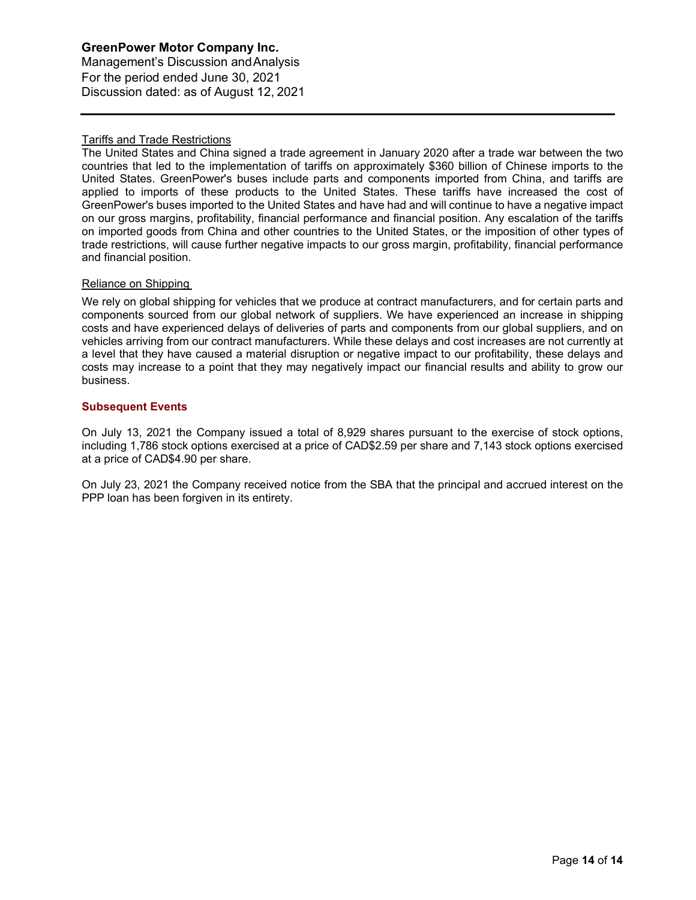#### Tariffs and Trade Restrictions

The United States and China signed a trade agreement in January 2020 after a trade war between the two countries that led to the implementation of tariffs on approximately $360 billion of Chinese imports to the United States. GreenPower's buses include parts and components imported from China, and tariffs are applied to imports of these products to the United States. These tariffs have increased the cost of GreenPower's buses imported to the United States and have had and will continue to have a negative impact on our gross margins, profitability, financial performance and financial position. Any escalation of the tariffs on imported goods from China and other countries to the United States, or the imposition of other types of trade restrictions, will cause further negative impacts to our gross margin, profitability, financial performance and financial position.

#### Reliance on Shipping

We rely on global shipping for vehicles that we produce at contract manufacturers, and for certain parts and components sourced from our global network of suppliers. We have experienced an increase in shipping costs and have experienced delays of deliveries of parts and components from our global suppliers, and on vehicles arriving from our contract manufacturers. While these delays and cost increases are not currently at a level that they have caused a material disruption or negative impact to our profitability, these delays and costs may increase to a point that they may negatively impact our financial results and ability to grow our business.

### Subsequent Events

On July 13, 2021 the Company issued a total of 8,929 shares pursuant to the exercise of stock options, including 1,786 stock options exercised at a price of CAD$2.59 per share and 7,143 stock options exercised at a price of CAD$4.90 per share.

On July 23, 2021 the Company received notice from the SBA that the principal and accrued interest on the PPP loan has been forgiven in its entirety.